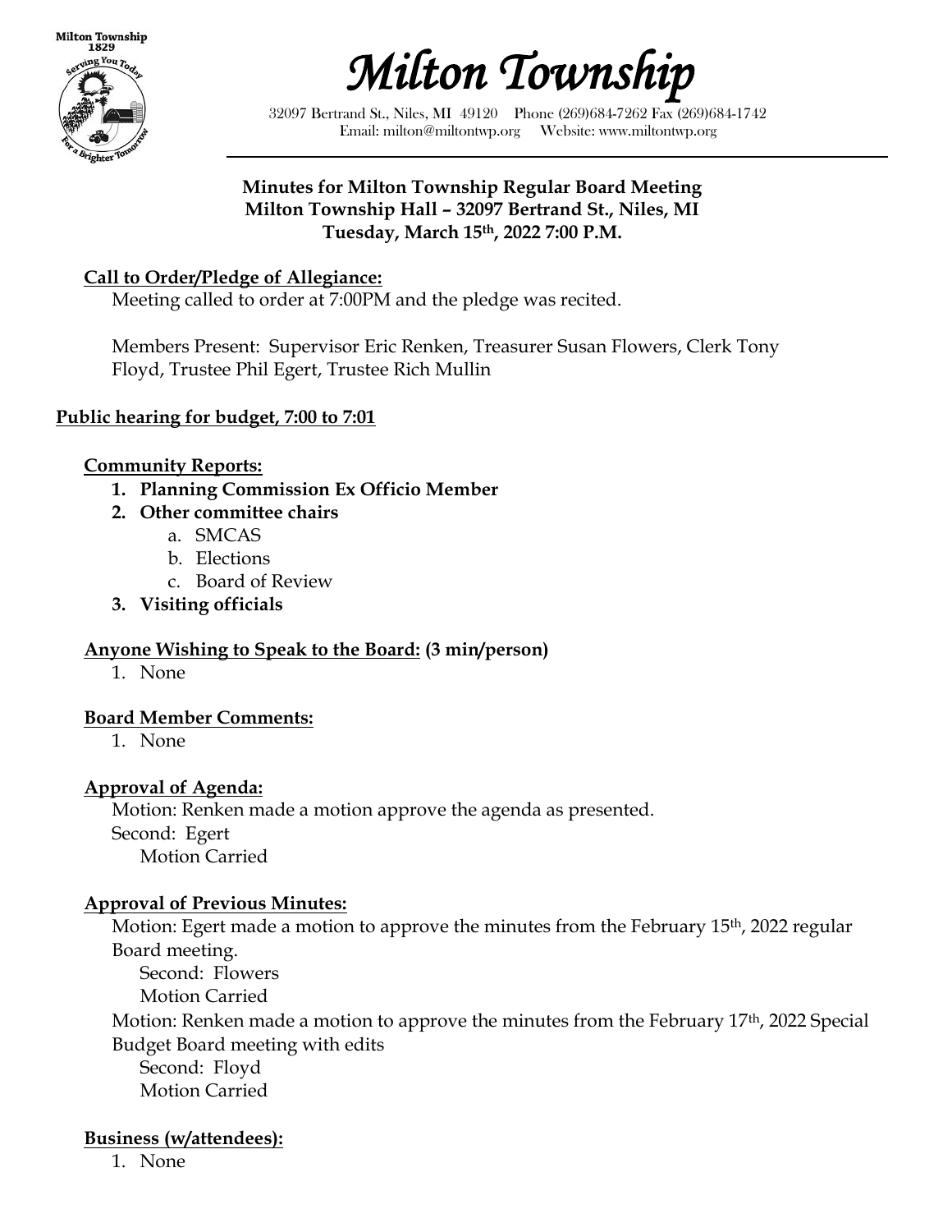# Milton Township

32097 Bertrand St., Niles, MI 49120 Phone (269)684-7262 Fax (269)684-1742
Email: milton@miltontwp.org Website: www.miltontwp.org

**Minutes for Milton Township Regular Board Meeting**
**Milton Township Hall – 32097 Bertrand St., Niles, MI**
**Tuesday, March 15th, 2022 7:00 P.M.**

## Call to Order/Pledge of Allegiance:

Meeting called to order at 7:00PM and the pledge was recited.

Members Present: Supervisor Eric Renken, Treasurer Susan Flowers, Clerk Tony Floyd, Trustee Phil Egert, Trustee Rich Mullin

## Public hearing for budget, 7:00 to 7:01

## Community Reports:

1. **Planning Commission Ex Officio Member**
2. **Other committee chairs**
   a. SMCAS
   b. Elections
   c. Board of Review
3. **Visiting officials**

## Anyone Wishing to Speak to the Board: (3 min/person)

1. None

## Board Member Comments:

1. None

## Approval of Agenda:

Motion: Renken made a motion approve the agenda as presented.
Second: Egert
Motion Carried

## Approval of Previous Minutes:

Motion: Egert made a motion to approve the minutes from the February 15th, 2022 regular Board meeting.
Second: Flowers
Motion Carried

Motion: Renken made a motion to approve the minutes from the February 17th, 2022 Special Budget Board meeting with edits
Second: Floyd
Motion Carried

## Business (w/attendees):

1. None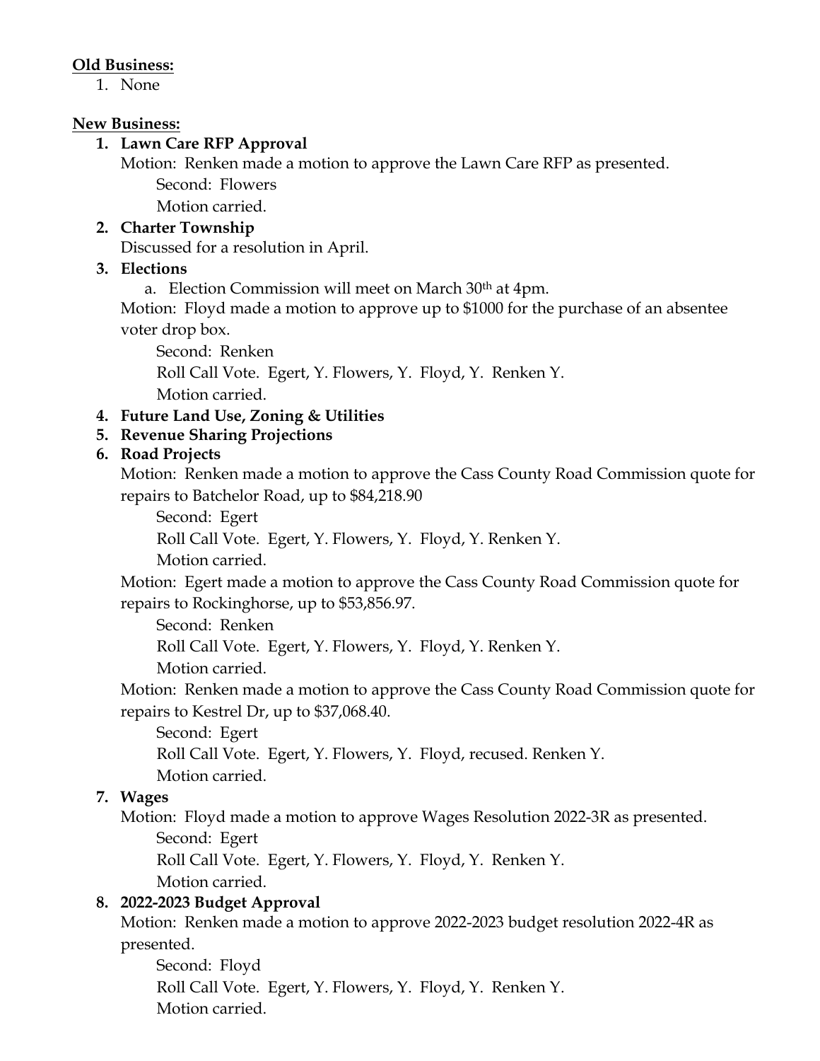**Old Business:**

1. None

**New Business:**

1. **Lawn Care RFP Approval**

   Motion: Renken made a motion to approve the Lawn Care RFP as presented.

   Second: Flowers

   Motion carried.

2. **Charter Township**

   Discussed for a resolution in April.

3. **Elections**

   a. Election Commission will meet on March 30th at 4pm.

   Motion: Floyd made a motion to approve up to $1000 for the purchase of an absentee voter drop box.

   Second: Renken

   Roll Call Vote. Egert, Y. Flowers, Y. Floyd, Y. Renken Y.

   Motion carried.

4. **Future Land Use, Zoning & Utilities**
5. **Revenue Sharing Projections**
6. **Road Projects**

   Motion: Renken made a motion to approve the Cass County Road Commission quote for repairs to Batchelor Road, up to $84,218.90

   Second: Egert

   Roll Call Vote. Egert, Y. Flowers, Y. Floyd, Y. Renken Y.

   Motion carried.

   Motion: Egert made a motion to approve the Cass County Road Commission quote for repairs to Rockinghorse, up to $53,856.97.

   Second: Renken

   Roll Call Vote. Egert, Y. Flowers, Y. Floyd, Y. Renken Y.

   Motion carried.

   Motion: Renken made a motion to approve the Cass County Road Commission quote for repairs to Kestrel Dr, up to $37,068.40.

   Second: Egert

   Roll Call Vote. Egert, Y. Flowers, Y. Floyd, recused. Renken Y.

   Motion carried.

7. **Wages**

   Motion: Floyd made a motion to approve Wages Resolution 2022-3R as presented.

   Second: Egert

   Roll Call Vote. Egert, Y. Flowers, Y. Floyd, Y. Renken Y.

   Motion carried.

8. **2022-2023 Budget Approval**

   Motion: Renken made a motion to approve 2022-2023 budget resolution 2022-4R as presented.

   Second: Floyd

   Roll Call Vote. Egert, Y. Flowers, Y. Floyd, Y. Renken Y.

   Motion carried.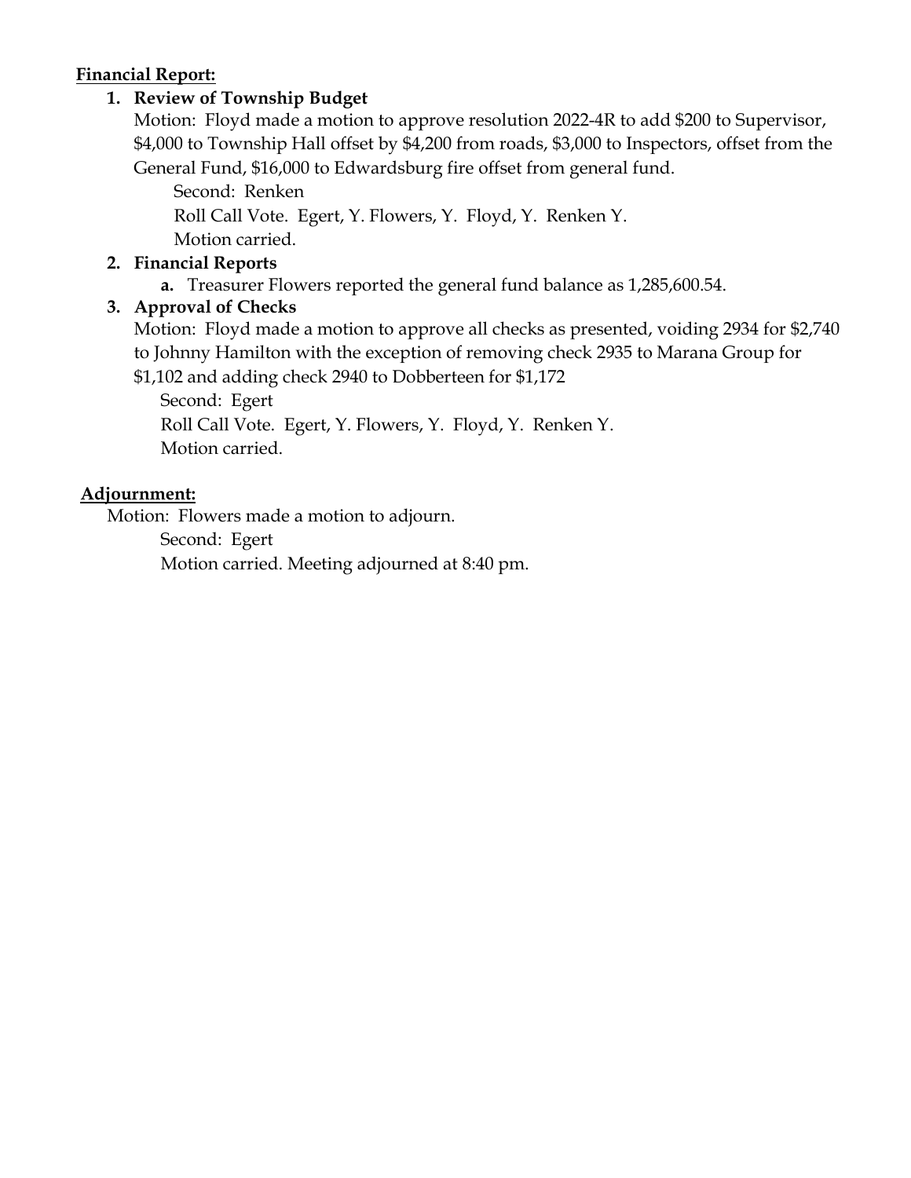**Financial Report:**

1. **Review of Township Budget**

   Motion: Floyd made a motion to approve resolution 2022-4R to add $200 to Supervisor, $4,000 to Township Hall offset by $4,200 from roads, $3,000 to Inspectors, offset from the General Fund, $16,000 to Edwardsburg fire offset from general fund.

   Second: Renken

   Roll Call Vote. Egert, Y. Flowers, Y. Floyd, Y. Renken Y.

   Motion carried.

2. **Financial Reports**

   **a.** Treasurer Flowers reported the general fund balance as 1,285,600.54.

3. **Approval of Checks**

   Motion: Floyd made a motion to approve all checks as presented, voiding 2934 for $2,740 to Johnny Hamilton with the exception of removing check 2935 to Marana Group for $1,102 and adding check 2940 to Dobberteen for $1,172

   Second: Egert

   Roll Call Vote. Egert, Y. Flowers, Y. Floyd, Y. Renken Y.

   Motion carried.

**Adjournment:**

Motion: Flowers made a motion to adjourn.

Second: Egert

Motion carried. Meeting adjourned at 8:40 pm.